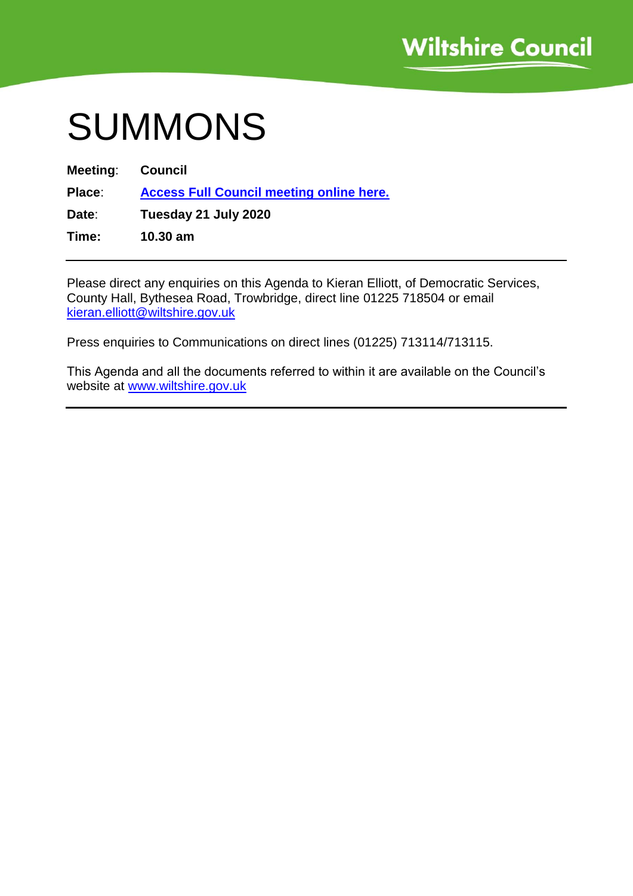Wiltshire Council

# SUMMONS

**Meeting**: **Council**

**Place**: **Access Full Council meeting online here.**

**Date**: **Tuesday 21 July 2020**

**Time:** **10.30 am**

---

Please direct any enquiries on this Agenda to Kieran Elliott, of Democratic Services, County Hall, Bythesea Road, Trowbridge, direct line 01225 718504 or email kieran.elliott@wiltshire.gov.uk

Press enquiries to Communications on direct lines (01225) 713114/713115.

This Agenda and all the documents referred to within it are available on the Council's website at www.wiltshire.gov.uk

---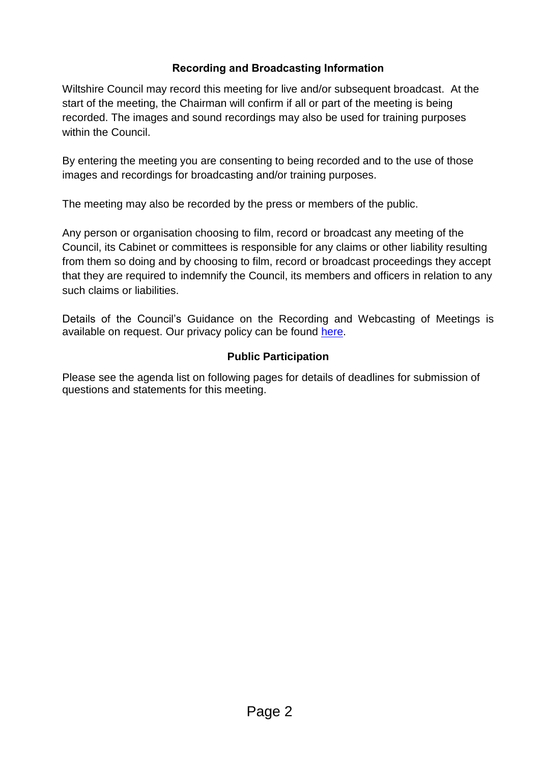## Recording and Broadcasting Information

Wiltshire Council may record this meeting for live and/or subsequent broadcast. At the start of the meeting, the Chairman will confirm if all or part of the meeting is being recorded. The images and sound recordings may also be used for training purposes within the Council.

By entering the meeting you are consenting to being recorded and to the use of those images and recordings for broadcasting and/or training purposes.

The meeting may also be recorded by the press or members of the public.

Any person or organisation choosing to film, record or broadcast any meeting of the Council, its Cabinet or committees is responsible for any claims or other liability resulting from them so doing and by choosing to film, record or broadcast proceedings they accept that they are required to indemnify the Council, its members and officers in relation to any such claims or liabilities.

Details of the Council's Guidance on the Recording and Webcasting of Meetings is available on request. Our privacy policy can be found here.

## Public Participation

Please see the agenda list on following pages for details of deadlines for submission of questions and statements for this meeting.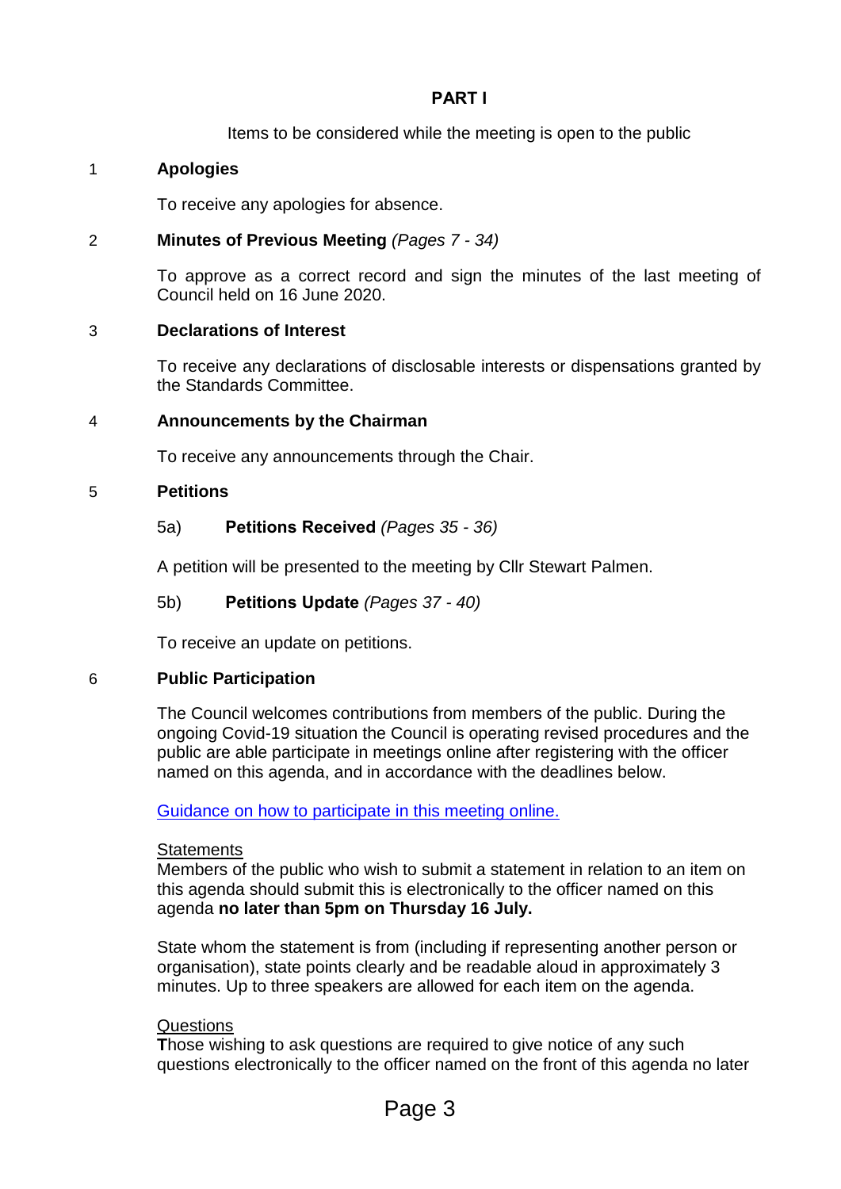**PART I**

Items to be considered while the meeting is open to the public

## 1 Apologies

To receive any apologies for absence.

## 2 Minutes of Previous Meeting *(Pages 7 - 34)*

To approve as a correct record and sign the minutes of the last meeting of Council held on 16 June 2020.

## 3 Declarations of Interest

To receive any declarations of disclosable interests or dispensations granted by the Standards Committee.

## 4 Announcements by the Chairman

To receive any announcements through the Chair.

## 5 Petitions

### 5a) Petitions Received *(Pages 35 - 36)*

A petition will be presented to the meeting by Cllr Stewart Palmen.

### 5b) Petitions Update *(Pages 37 - 40)*

To receive an update on petitions.

## 6 Public Participation

The Council welcomes contributions from members of the public. During the ongoing Covid-19 situation the Council is operating revised procedures and the public are able participate in meetings online after registering with the officer named on this agenda, and in accordance with the deadlines below.

Guidance on how to participate in this meeting online.

Statements

Members of the public who wish to submit a statement in relation to an item on this agenda should submit this is electronically to the officer named on this agenda **no later than 5pm on Thursday 16 July.**

State whom the statement is from (including if representing another person or organisation), state points clearly and be readable aloud in approximately 3 minutes. Up to three speakers are allowed for each item on the agenda.

Questions

Those wishing to ask questions are required to give notice of any such questions electronically to the officer named on the front of this agenda no later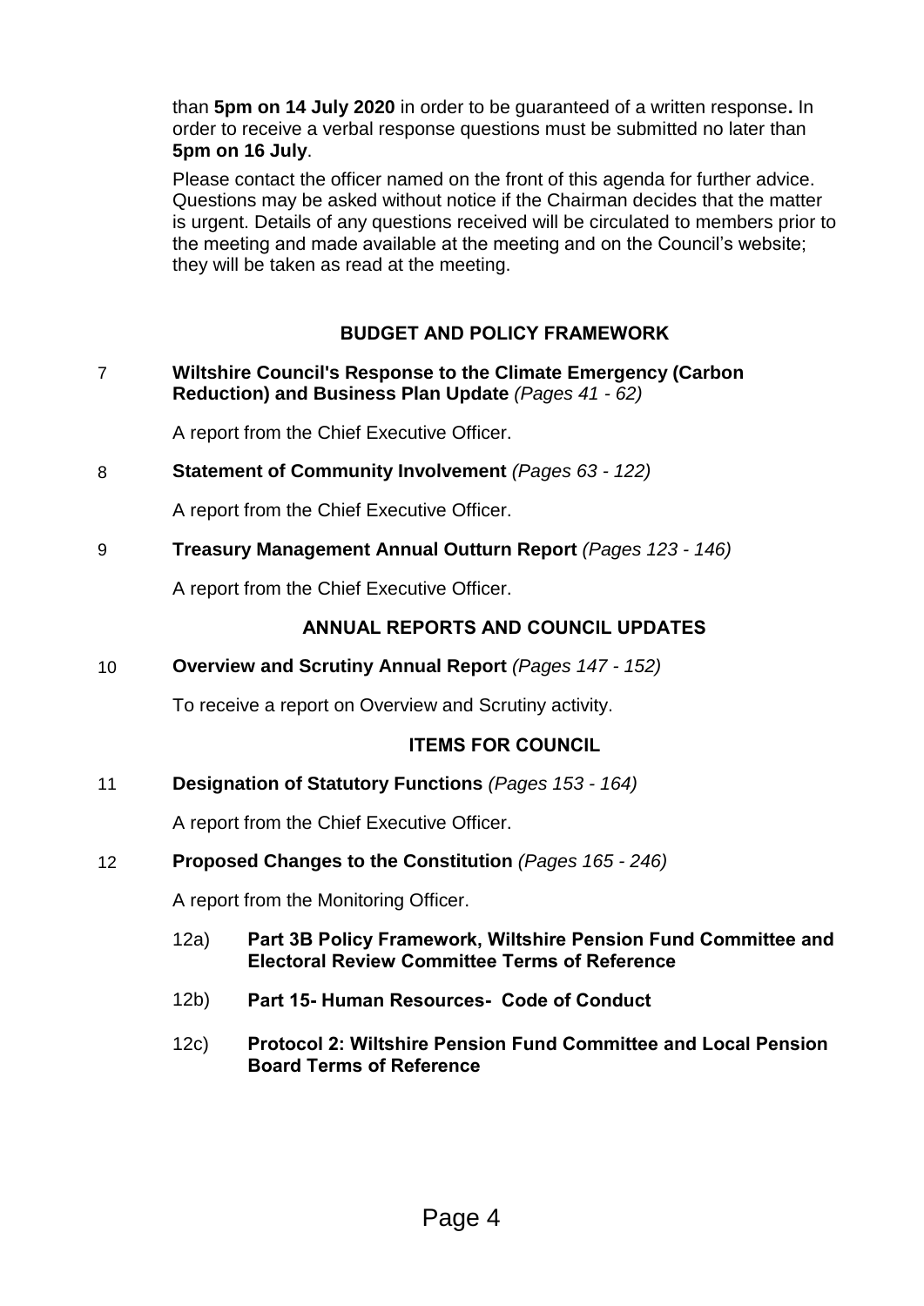than **5pm on 14 July 2020** in order to be guaranteed of a written response**.** In order to receive a verbal response questions must be submitted no later than **5pm on 16 July**.

Please contact the officer named on the front of this agenda for further advice. Questions may be asked without notice if the Chairman decides that the matter is urgent. Details of any questions received will be circulated to members prior to the meeting and made available at the meeting and on the Council's website; they will be taken as read at the meeting.

## BUDGET AND POLICY FRAMEWORK

7 **Wiltshire Council's Response to the Climate Emergency (Carbon Reduction) and Business Plan Update** *(Pages 41 - 62)*

A report from the Chief Executive Officer.

8 **Statement of Community Involvement** *(Pages 63 - 122)*

A report from the Chief Executive Officer.

9 **Treasury Management Annual Outturn Report** *(Pages 123 - 146)*

A report from the Chief Executive Officer.

## ANNUAL REPORTS AND COUNCIL UPDATES

10 **Overview and Scrutiny Annual Report** *(Pages 147 - 152)*

To receive a report on Overview and Scrutiny activity.

## ITEMS FOR COUNCIL

11 **Designation of Statutory Functions** *(Pages 153 - 164)*

A report from the Chief Executive Officer.

12 **Proposed Changes to the Constitution** *(Pages 165 - 246)*

A report from the Monitoring Officer.

- 12a) **Part 3B Policy Framework, Wiltshire Pension Fund Committee and Electoral Review Committee Terms of Reference**
- 12b) **Part 15- Human Resources- Code of Conduct**
- 12c) **Protocol 2: Wiltshire Pension Fund Committee and Local Pension Board Terms of Reference**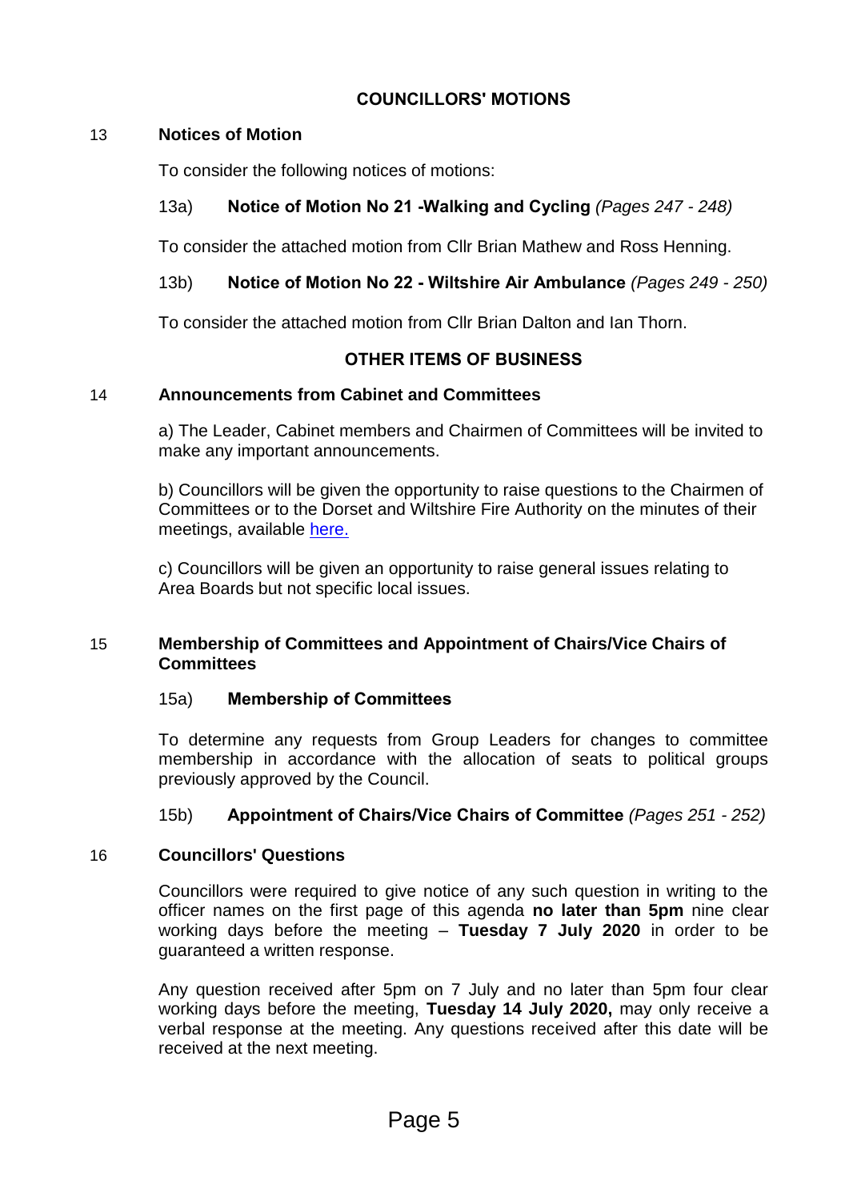## COUNCILLORS' MOTIONS

### 13 Notices of Motion

To consider the following notices of motions:

#### 13a) Notice of Motion No 21 -Walking and Cycling *(Pages 247 - 248)*

To consider the attached motion from Cllr Brian Mathew and Ross Henning.

#### 13b) Notice of Motion No 22 - Wiltshire Air Ambulance *(Pages 249 - 250)*

To consider the attached motion from Cllr Brian Dalton and Ian Thorn.

## OTHER ITEMS OF BUSINESS

### 14 Announcements from Cabinet and Committees

a) The Leader, Cabinet members and Chairmen of Committees will be invited to make any important announcements.

b) Councillors will be given the opportunity to raise questions to the Chairmen of Committees or to the Dorset and Wiltshire Fire Authority on the minutes of their meetings, available here.

c) Councillors will be given an opportunity to raise general issues relating to Area Boards but not specific local issues.

### 15 Membership of Committees and Appointment of Chairs/Vice Chairs of Committees

#### 15a) Membership of Committees

To determine any requests from Group Leaders for changes to committee membership in accordance with the allocation of seats to political groups previously approved by the Council.

#### 15b) Appointment of Chairs/Vice Chairs of Committee *(Pages 251 - 252)*

### 16 Councillors' Questions

Councillors were required to give notice of any such question in writing to the officer names on the first page of this agenda **no later than 5pm** nine clear working days before the meeting – **Tuesday 7 July 2020** in order to be guaranteed a written response.

Any question received after 5pm on 7 July and no later than 5pm four clear working days before the meeting, **Tuesday 14 July 2020,** may only receive a verbal response at the meeting. Any questions received after this date will be received at the next meeting.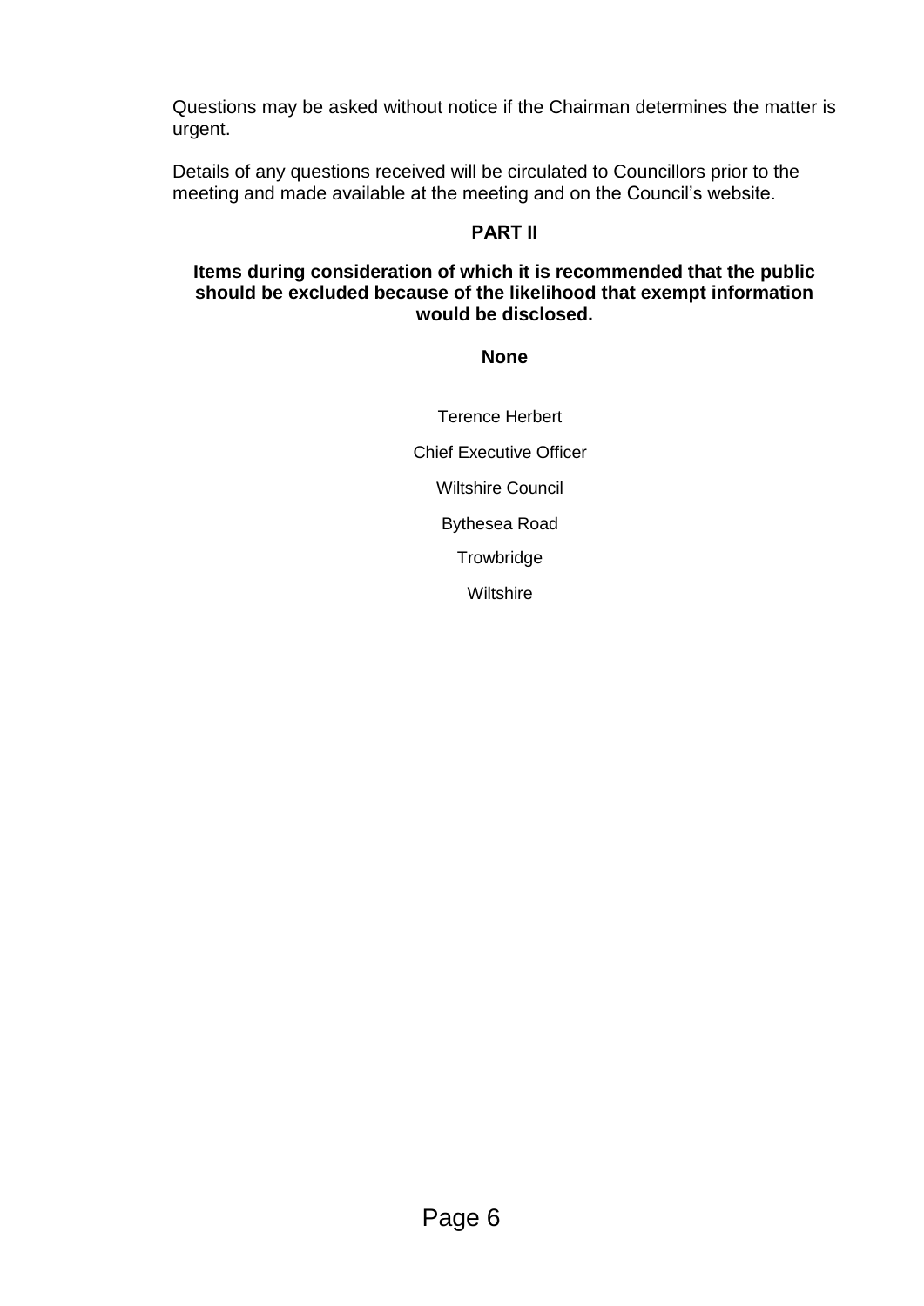Questions may be asked without notice if the Chairman determines the matter is urgent.

Details of any questions received will be circulated to Councillors prior to the meeting and made available at the meeting and on the Council's website.

## PART II

**Items during consideration of which it is recommended that the public should be excluded because of the likelihood that exempt information would be disclosed.**

**None**

Terence Herbert

Chief Executive Officer

Wiltshire Council

Bythesea Road

Trowbridge

Wiltshire